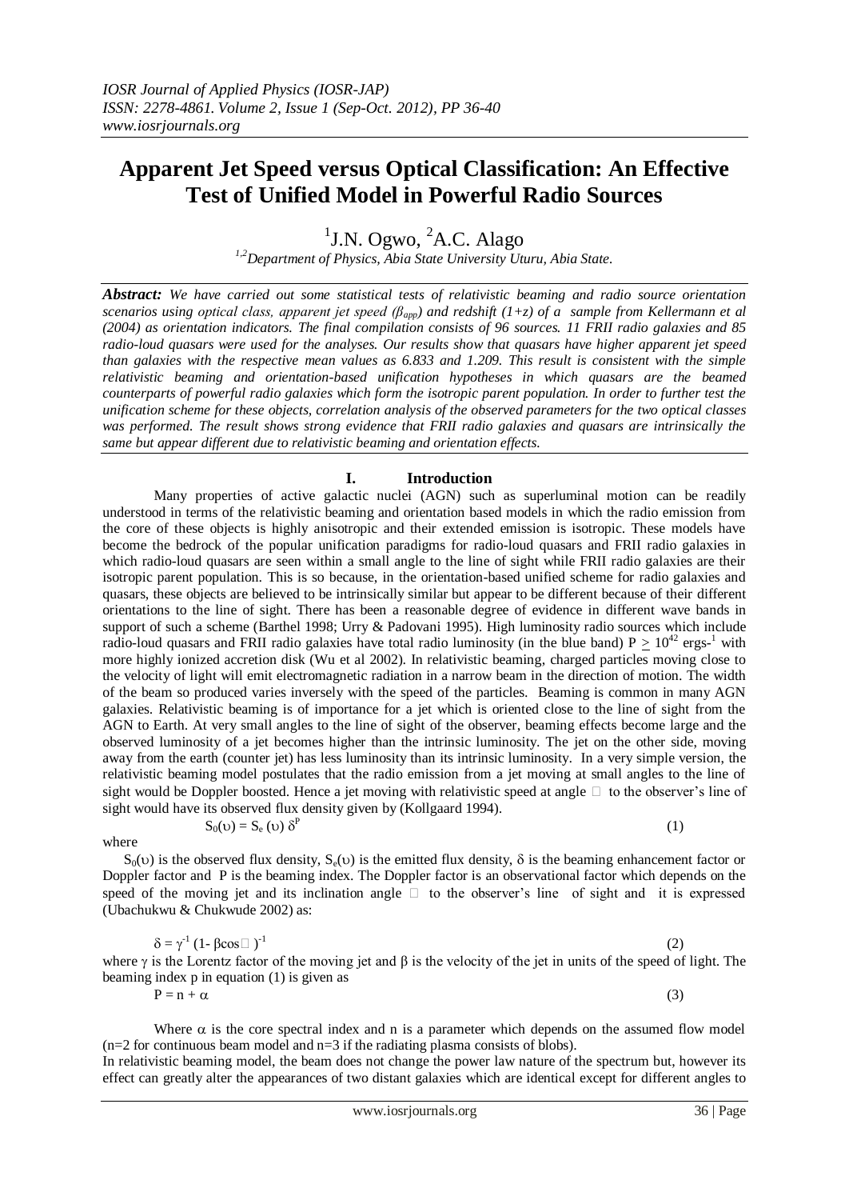# Apparent Jet Speed versus Optical Classification: An Effective Test of Unified Model in Powerful Radio Sources

J.N. Ogwo[1], A.C. Alago[2]

[1,2]Department of Physics, Abia State University Uturu, Abia State.

***Abstract:*** *We have carried out some statistical tests of relativistic beaming and radio source orientation scenarios using optical class, apparent jet speed ($\beta_{app}$) and redshift (1+z) of a sample from Kellermann et al (2004) as orientation indicators. The final compilation consists of 96 sources. 11 FRII radio galaxies and 85 radio-loud quasars were used for the analyses. Our results show that quasars have higher apparent jet speed than galaxies with the respective mean values as 6.833 and 1.209. This result is consistent with the simple relativistic beaming and orientation-based unification hypotheses in which quasars are the beamed counterparts of powerful radio galaxies which form the isotropic parent population. In order to further test the unification scheme for these objects, correlation analysis of the observed parameters for the two optical classes was performed. The result shows strong evidence that FRII radio galaxies and quasars are intrinsically the same but appear different due to relativistic beaming and orientation effects.*

## I. Introduction

Many properties of active galactic nuclei (AGN) such as superluminal motion can be readily understood in terms of the relativistic beaming and orientation based models in which the radio emission from the core of these objects is highly anisotropic and their extended emission is isotropic. These models have become the bedrock of the popular unification paradigms for radio-loud quasars and FRII radio galaxies in which radio-loud quasars are seen within a small angle to the line of sight while FRII radio galaxies are their isotropic parent population. This is so because, in the orientation-based unified scheme for radio galaxies and quasars, these objects are believed to be intrinsically similar but appear to be different because of their different orientations to the line of sight. There has been a reasonable degree of evidence in different wave bands in support of such a scheme (Barthel 1998; Urry & Padovani 1995). High luminosity radio sources which include radio-loud quasars and FRII radio galaxies have total radio luminosity (in the blue band) $P \geq 10^{42}$ ergs$^{-1}$ with more highly ionized accretion disk (Wu et al 2002). In relativistic beaming, charged particles moving close to the velocity of light will emit electromagnetic radiation in a narrow beam in the direction of motion. The width of the beam so produced varies inversely with the speed of the particles. Beaming is common in many AGN galaxies. Relativistic beaming is of importance for a jet which is oriented close to the line of sight from the AGN to Earth. At very small angles to the line of sight of the observer, beaming effects become large and the observed luminosity of a jet becomes higher than the intrinsic luminosity. The jet on the other side, moving away from the earth (counter jet) has less luminosity than its intrinsic luminosity. In a very simple version, the relativistic beaming model postulates that the radio emission from a jet moving at small angles to the line of sight would be Doppler boosted. Hence a jet moving with relativistic speed at angle $\phi$ to the observer's line of sight would have its observed flux density given by (Kollgaard 1994).

$$S_0(\upsilon) = S_e(\upsilon)\,\delta^P \tag{1}$$

where

$S_0(\upsilon)$ is the observed flux density, $S_e(\upsilon)$ is the emitted flux density, $\delta$ is the beaming enhancement factor or Doppler factor and P is the beaming index. The Doppler factor is an observational factor which depends on the speed of the moving jet and its inclination angle $\phi$ to the observer's line of sight and it is expressed (Ubachukwu & Chukwude 2002) as:

$$\delta = \gamma^{-1}(1 - \beta\cos\phi)^{-1} \tag{2}$$

where $\gamma$ is the Lorentz factor of the moving jet and $\beta$ is the velocity of the jet in units of the speed of light. The beaming index p in equation (1) is given as

$$P = n + \alpha \tag{3}$$

Where $\alpha$ is the core spectral index and n is a parameter which depends on the assumed flow model (n=2 for continuous beam model and n=3 if the radiating plasma consists of blobs).

In relativistic beaming model, the beam does not change the power law nature of the spectrum but, however its effect can greatly alter the appearances of two distant galaxies which are identical except for different angles to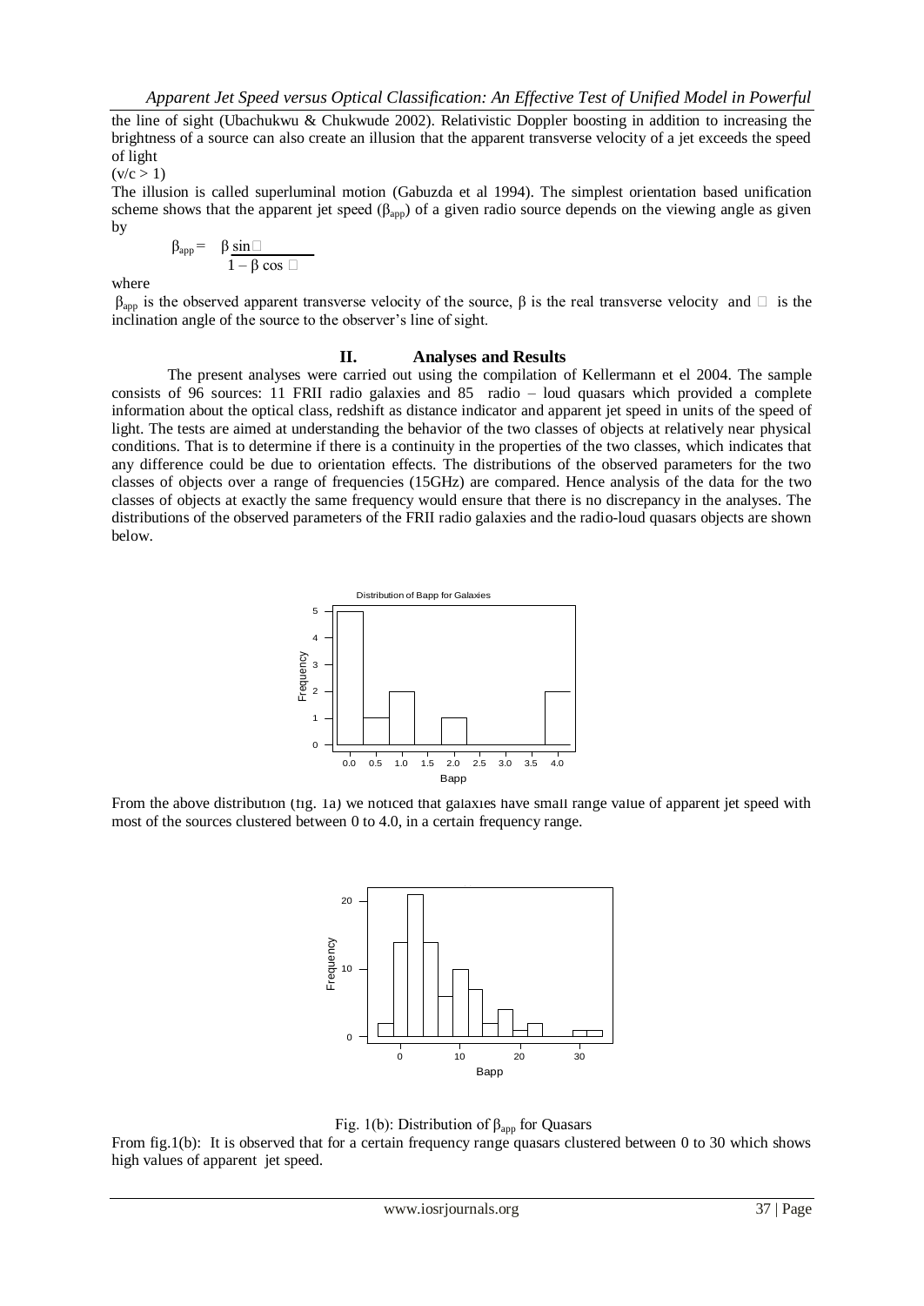the line of sight (Ubachukwu & Chukwude 2002). Relativistic Doppler boosting in addition to increasing the brightness of a source can also create an illusion that the apparent transverse velocity of a jet exceeds the speed of light

$(v/c > 1)$

The illusion is called superluminal motion (Gabuzda et al 1994). The simplest orientation based unification scheme shows that the apparent jet speed ($\beta_{app}$) of a given radio source depends on the viewing angle as given by

$$\beta_{app} = \frac{\beta \sin\theta}{1 - \beta \cos \theta}$$

where

$\beta_{app}$ is the observed apparent transverse velocity of the source, $\beta$ is the real transverse velocity and $\theta$ is the inclination angle of the source to the observer's line of sight.

## II. Analyses and Results

The present analyses were carried out using the compilation of Kellermann et el 2004. The sample consists of 96 sources: 11 FRII radio galaxies and 85 radio – loud quasars which provided a complete information about the optical class, redshift as distance indicator and apparent jet speed in units of the speed of light. The tests are aimed at understanding the behavior of the two classes of objects at relatively near physical conditions. That is to determine if there is a continuity in the properties of the two classes, which indicates that any difference could be due to orientation effects. The distributions of the observed parameters for the two classes of objects over a range of frequencies (15GHz) are compared. Hence analysis of the data for the two classes of objects at exactly the same frequency would ensure that there is no discrepancy in the analyses. The distributions of the observed parameters of the FRII radio galaxies and the radio-loud quasars objects are shown below.

From the above distribution (fig. 1a) we noticed that galaxies have small range value of apparent jet speed with most of the sources clustered between 0 to 4.0, in a certain frequency range.

Fig. 1(b): Distribution of $\beta_{app}$ for Quasars

From fig.1(b): It is observed that for a certain frequency range quasars clustered between 0 to 30 which shows high values of apparent jet speed.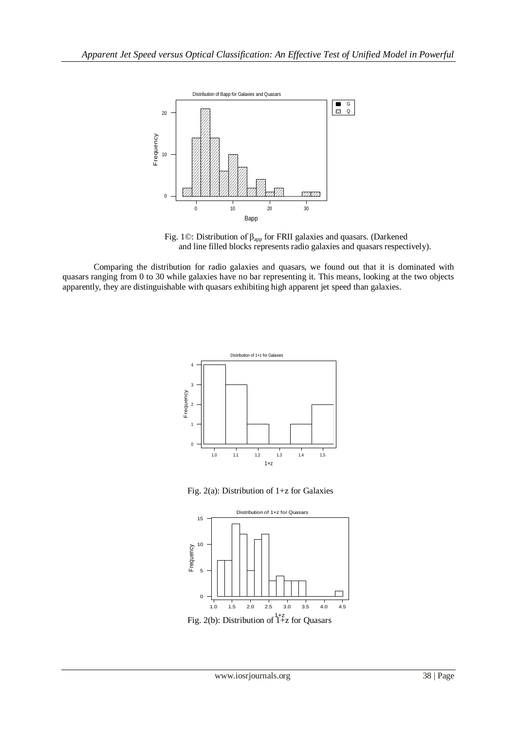Fig. 1©: Distribution of $\beta_{app}$ for FRII galaxies and quasars. (Darkened and line filled blocks represents radio galaxies and quasars respectively).

Comparing the distribution for radio galaxies and quasars, we found out that it is dominated with quasars ranging from 0 to 30 while galaxies have no bar representing it. This means, looking at the two objects apparently, they are distinguishable with quasars exhibiting high apparent jet speed than galaxies.

Fig. 2(a): Distribution of 1+z for Galaxies

Fig. 2(b): Distribution of 1+z for Quasars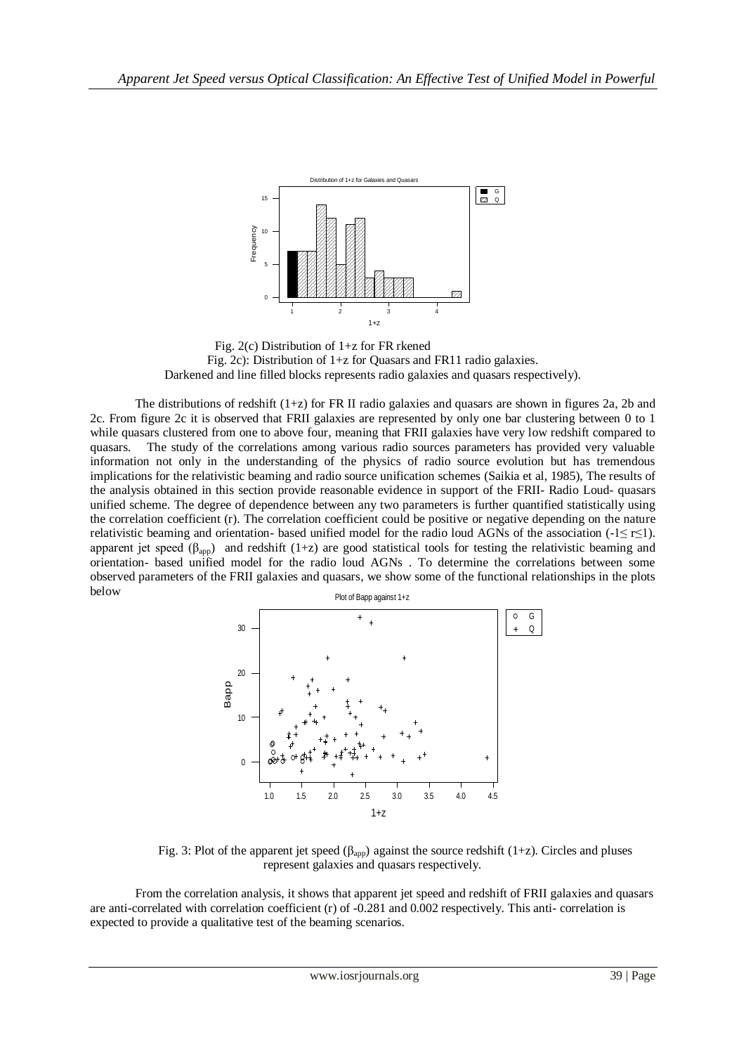Fig. 2(c) Distribution of 1+z for FR rkened

Fig. 2c): Distribution of 1+z for Quasars and FR11 radio galaxies.
Darkened and line filled blocks represents radio galaxies and quasars respectively).

The distributions of redshift (1+z) for FR II radio galaxies and quasars are shown in figures 2a, 2b and 2c. From figure 2c it is observed that FRII galaxies are represented by only one bar clustering between 0 to 1 while quasars clustered from one to above four, meaning that FRII galaxies have very low redshift compared to quasars. The study of the correlations among various radio sources parameters has provided very valuable information not only in the understanding of the physics of radio source evolution but has tremendous implications for the relativistic beaming and radio source unification schemes (Saikia et al, 1985), The results of the analysis obtained in this section provide reasonable evidence in support of the FRII- Radio Loud- quasars unified scheme. The degree of dependence between any two parameters is further quantified statistically using the correlation coefficient (r). The correlation coefficient could be positive or negative depending on the nature relativistic beaming and orientation- based unified model for the radio loud AGNs of the association ($-1 \leq r \leq 1$). apparent jet speed ($\beta_{app}$) and redshift (1+z) are good statistical tools for testing the relativistic beaming and orientation- based unified model for the radio loud AGNs . To determine the correlations between some observed parameters of the FRII galaxies and quasars, we show some of the functional relationships in the plots below

Fig. 3: Plot of the apparent jet speed ($\beta_{app}$) against the source redshift (1+z). Circles and pluses represent galaxies and quasars respectively.

From the correlation analysis, it shows that apparent jet speed and redshift of FRII galaxies and quasars are anti-correlated with correlation coefficient (r) of -0.281 and 0.002 respectively. This anti- correlation is expected to provide a qualitative test of the beaming scenarios.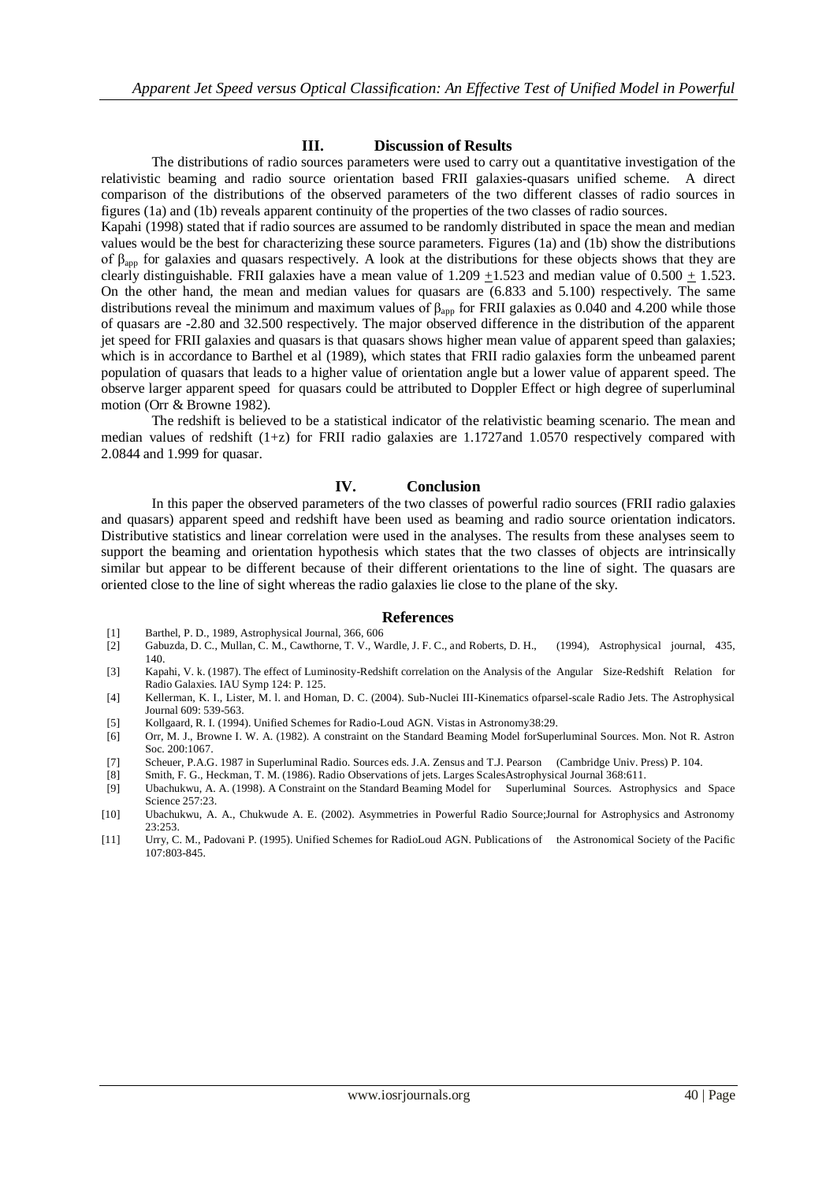## III. Discussion of Results

The distributions of radio sources parameters were used to carry out a quantitative investigation of the relativistic beaming and radio source orientation based FRII galaxies-quasars unified scheme. A direct comparison of the distributions of the observed parameters of the two different classes of radio sources in figures (1a) and (1b) reveals apparent continuity of the properties of the two classes of radio sources.

Kapahi (1998) stated that if radio sources are assumed to be randomly distributed in space the mean and median values would be the best for characterizing these source parameters. Figures (1a) and (1b) show the distributions of $\beta_{app}$ for galaxies and quasars respectively. A look at the distributions for these objects shows that they are clearly distinguishable. FRII galaxies have a mean value of $1.209 \pm 1.523$ and median value of $0.500 \pm 1.523$. On the other hand, the mean and median values for quasars are (6.833 and 5.100) respectively. The same distributions reveal the minimum and maximum values of $\beta_{app}$ for FRII galaxies as 0.040 and 4.200 while those of quasars are -2.80 and 32.500 respectively. The major observed difference in the distribution of the apparent jet speed for FRII galaxies and quasars is that quasars shows higher mean value of apparent speed than galaxies; which is in accordance to Barthel et al (1989), which states that FRII radio galaxies form the unbeamed parent population of quasars that leads to a higher value of orientation angle but a lower value of apparent speed. The observe larger apparent speed for quasars could be attributed to Doppler Effect or high degree of superluminal motion (Orr & Browne 1982).

The redshift is believed to be a statistical indicator of the relativistic beaming scenario. The mean and median values of redshift (1+z) for FRII radio galaxies are 1.1727and 1.0570 respectively compared with 2.0844 and 1.999 for quasar.

## IV. Conclusion

In this paper the observed parameters of the two classes of powerful radio sources (FRII radio galaxies and quasars) apparent speed and redshift have been used as beaming and radio source orientation indicators. Distributive statistics and linear correlation were used in the analyses. The results from these analyses seem to support the beaming and orientation hypothesis which states that the two classes of objects are intrinsically similar but appear to be different because of their different orientations to the line of sight. The quasars are oriented close to the line of sight whereas the radio galaxies lie close to the plane of the sky.

## References

[1] Barthel, P. D., 1989, Astrophysical Journal, 366, 606

[2] Gabuzda, D. C., Mullan, C. M., Cawthorne, T. V., Wardle, J. F. C., and Roberts, D. H., (1994), Astrophysical journal, 435, 140.

[3] Kapahi, V. k. (1987). The effect of Luminosity-Redshift correlation on the Analysis of the Angular Size-Redshift Relation for Radio Galaxies. IAU Symp 124: P. 125.

[4] Kellerman, K. I., Lister, M. l. and Homan, D. C. (2004). Sub-Nuclei III-Kinematics ofparsel-scale Radio Jets. The Astrophysical Journal 609: 539-563.

[5] Kollgaard, R. I. (1994). Unified Schemes for Radio-Loud AGN. Vistas in Astronomy38:29.

[6] Orr, M. J., Browne I. W. A. (1982). A constraint on the Standard Beaming Model forSuperluminal Sources. Mon. Not R. Astron Soc. 200:1067.

[7] Scheuer, P.A.G. 1987 in Superluminal Radio. Sources eds. J.A. Zensus and T.J. Pearson (Cambridge Univ. Press) P. 104.

[8] Smith, F. G., Heckman, T. M. (1986). Radio Observations of jets. Larges ScalesAstrophysical Journal 368:611.

[9] Ubachukwu, A. A. (1998). A Constraint on the Standard Beaming Model for Superluminal Sources. Astrophysics and Space Science 257:23.

[10] Ubachukwu, A. A., Chukwude A. E. (2002). Asymmetries in Powerful Radio Source;Journal for Astrophysics and Astronomy 23:253.

[11] Urry, C. M., Padovani P. (1995). Unified Schemes for RadioLoud AGN. Publications of the Astronomical Society of the Pacific 107:803-845.